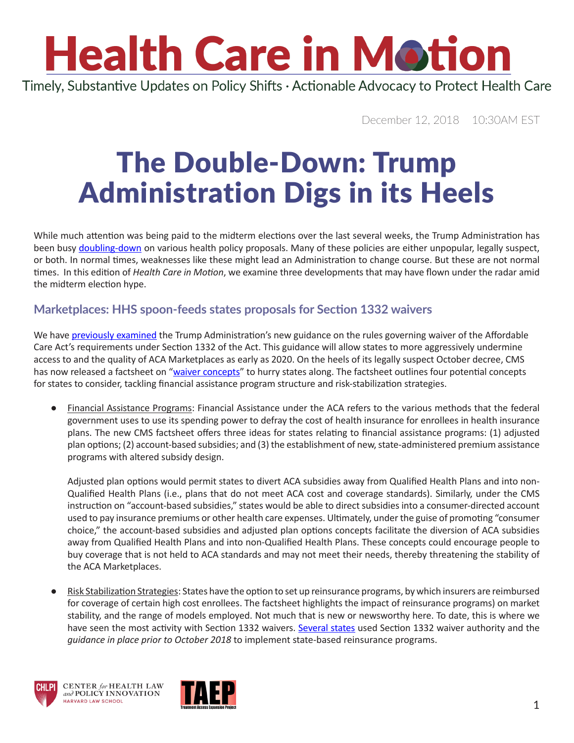# Health Care in Motion

Timely, Substantive Updates on Policy Shifts · Actionable Advocacy to Protect Health Care

December 12, 2018     10:30AM EST

# The Double-Down: Trump Administration Digs in its Heels

While much attention was being paid to the midterm elections over the last several weeks, the Trump Administration has been busy doubling-down on various health policy proposals. Many of these policies are either unpopular, legally suspect, or both. In normal times, weaknesses like these might lead an Administration to change course. But these are not normal times. In this edition of *Health Care in Motion*, we examine three developments that may have flown under the radar amid the midterm election hype.

## Marketplaces: HHS spoon-feeds states proposals for Section 1332 waivers

We have previously examined the Trump Administration's new guidance on the rules governing waiver of the Affordable Care Act's requirements under Section 1332 of the Act. This guidance will allow states to more aggressively undermine access to and the quality of ACA Marketplaces as early as 2020. On the heels of its legally suspect October decree, CMS has now released a factsheet on "waiver concepts" to hurry states along. The factsheet outlines four potential concepts for states to consider, tackling financial assistance program structure and risk-stabilization strategies.

- Financial Assistance Programs: Financial Assistance under the ACA refers to the various methods that the federal government uses to use its spending power to defray the cost of health insurance for enrollees in health insurance plans. The new CMS factsheet offers three ideas for states relating to financial assistance programs: (1) adjusted plan options; (2) account-based subsidies; and (3) the establishment of new, state-administered premium assistance programs with altered subsidy design.

  Adjusted plan options would permit states to divert ACA subsidies away from Qualified Health Plans and into non-Qualified Health Plans (i.e., plans that do not meet ACA cost and coverage standards). Similarly, under the CMS instruction on "account-based subsidies," states would be able to direct subsidies into a consumer-directed account used to pay insurance premiums or other health care expenses. Ultimately, under the guise of promoting "consumer choice," the account-based subsidies and adjusted plan options concepts facilitate the diversion of ACA subsidies away from Qualified Health Plans and into non-Qualified Health Plans. These concepts could encourage people to buy coverage that is not held to ACA standards and may not meet their needs, thereby threatening the stability of the ACA Marketplaces.

- Risk Stabilization Strategies: States have the option to set up reinsurance programs, by which insurers are reimbursed for coverage of certain high cost enrollees. The factsheet highlights the impact of reinsurance programs) on market stability, and the range of models employed. Not much that is new or newsworthy here. To date, this is where we have seen the most activity with Section 1332 waivers. Several states used Section 1332 waiver authority and the *guidance in place prior to October 2018* to implement state-based reinsurance programs.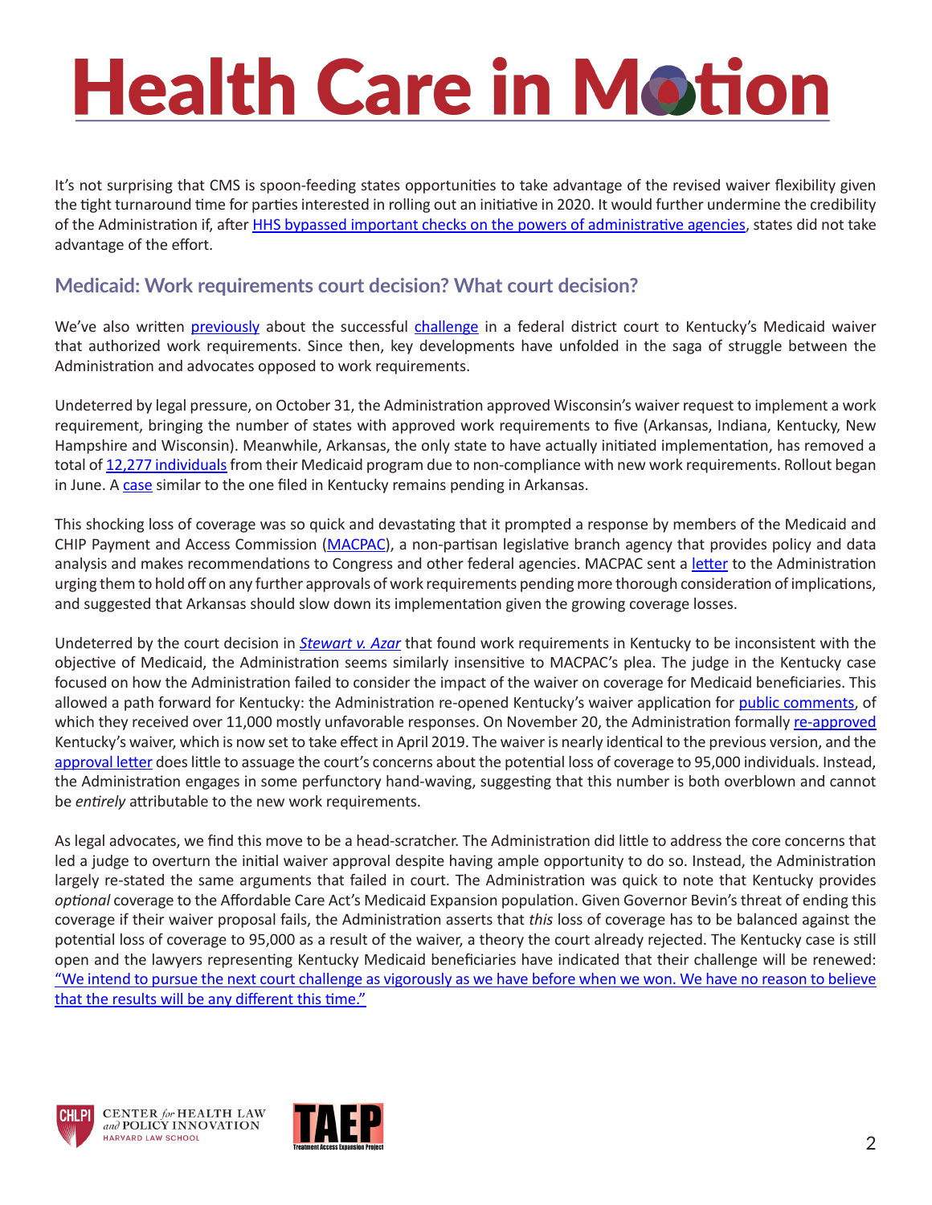It's not surprising that CMS is spoon-feeding states opportunities to take advantage of the revised waiver flexibility given the tight turnaround time for parties interested in rolling out an initiative in 2020. It would further undermine the credibility of the Administration if, after HHS bypassed important checks on the powers of administrative agencies, states did not take advantage of the effort.

## Medicaid: Work requirements court decision? What court decision?

We've also written previously about the successful challenge in a federal district court to Kentucky's Medicaid waiver that authorized work requirements. Since then, key developments have unfolded in the saga of struggle between the Administration and advocates opposed to work requirements.

Undeterred by legal pressure, on October 31, the Administration approved Wisconsin's waiver request to implement a work requirement, bringing the number of states with approved work requirements to five (Arkansas, Indiana, Kentucky, New Hampshire and Wisconsin). Meanwhile, Arkansas, the only state to have actually initiated implementation, has removed a total of 12,277 individuals from their Medicaid program due to non-compliance with new work requirements. Rollout began in June. A case similar to the one filed in Kentucky remains pending in Arkansas.

This shocking loss of coverage was so quick and devastating that it prompted a response by members of the Medicaid and CHIP Payment and Access Commission (MACPAC), a non-partisan legislative branch agency that provides policy and data analysis and makes recommendations to Congress and other federal agencies. MACPAC sent a letter to the Administration urging them to hold off on any further approvals of work requirements pending more thorough consideration of implications, and suggested that Arkansas should slow down its implementation given the growing coverage losses.

Undeterred by the court decision in *Stewart v. Azar* that found work requirements in Kentucky to be inconsistent with the objective of Medicaid, the Administration seems similarly insensitive to MACPAC's plea. The judge in the Kentucky case focused on how the Administration failed to consider the impact of the waiver on coverage for Medicaid beneficiaries. This allowed a path forward for Kentucky: the Administration re-opened Kentucky's waiver application for public comments, of which they received over 11,000 mostly unfavorable responses. On November 20, the Administration formally re-approved Kentucky's waiver, which is now set to take effect in April 2019. The waiver is nearly identical to the previous version, and the approval letter does little to assuage the court's concerns about the potential loss of coverage to 95,000 individuals. Instead, the Administration engages in some perfunctory hand-waving, suggesting that this number is both overblown and cannot be *entirely* attributable to the new work requirements.

As legal advocates, we find this move to be a head-scratcher. The Administration did little to address the core concerns that led a judge to overturn the initial waiver approval despite having ample opportunity to do so. Instead, the Administration largely re-stated the same arguments that failed in court. The Administration was quick to note that Kentucky provides *optional* coverage to the Affordable Care Act's Medicaid Expansion population. Given Governor Bevin's threat of ending this coverage if their waiver proposal fails, the Administration asserts that *this* loss of coverage has to be balanced against the potential loss of coverage to 95,000 as a result of the waiver, a theory the court already rejected. The Kentucky case is still open and the lawyers representing Kentucky Medicaid beneficiaries have indicated that their challenge will be renewed: "We intend to pursue the next court challenge as vigorously as we have before when we won. We have no reason to believe that the results will be any different this time."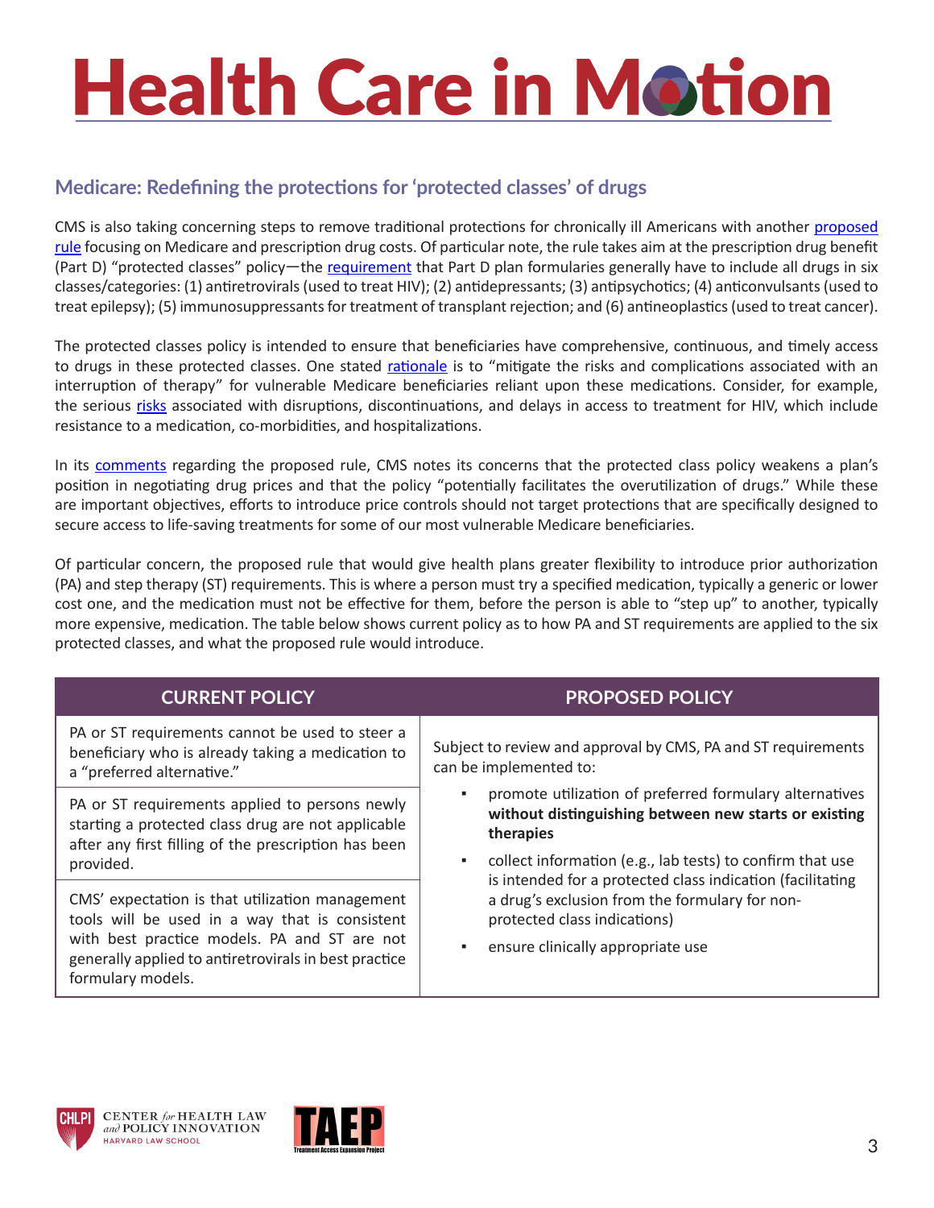## Medicare: Redefining the protections for 'protected classes' of drugs

CMS is also taking concerning steps to remove traditional protections for chronically ill Americans with another proposed rule focusing on Medicare and prescription drug costs. Of particular note, the rule takes aim at the prescription drug benefit (Part D) "protected classes" policy—the requirement that Part D plan formularies generally have to include all drugs in six classes/categories: (1) antiretrovirals (used to treat HIV); (2) antidepressants; (3) antipsychotics; (4) anticonvulsants (used to treat epilepsy); (5) immunosuppressants for treatment of transplant rejection; and (6) antineoplastics (used to treat cancer).

The protected classes policy is intended to ensure that beneficiaries have comprehensive, continuous, and timely access to drugs in these protected classes. One stated rationale is to "mitigate the risks and complications associated with an interruption of therapy" for vulnerable Medicare beneficiaries reliant upon these medications. Consider, for example, the serious risks associated with disruptions, discontinuations, and delays in access to treatment for HIV, which include resistance to a medication, co-morbidities, and hospitalizations.

In its comments regarding the proposed rule, CMS notes its concerns that the protected class policy weakens a plan's position in negotiating drug prices and that the policy "potentially facilitates the overutilization of drugs." While these are important objectives, efforts to introduce price controls should not target protections that are specifically designed to secure access to life-saving treatments for some of our most vulnerable Medicare beneficiaries.

Of particular concern, the proposed rule that would give health plans greater flexibility to introduce prior authorization (PA) and step therapy (ST) requirements. This is where a person must try a specified medication, typically a generic or lower cost one, and the medication must not be effective for them, before the person is able to "step up" to another, typically more expensive, medication. The table below shows current policy as to how PA and ST requirements are applied to the six protected classes, and what the proposed rule would introduce.

| CURRENT POLICY | PROPOSED POLICY |
|---|---|
| PA or ST requirements cannot be used to steer a beneficiary who is already taking a medication to a "preferred alternative." | Subject to review and approval by CMS, PA and ST requirements can be implemented to: <br>▪ promote utilization of preferred formulary alternatives **without distinguishing between new starts or existing therapies** <br>▪ collect information (e.g., lab tests) to confirm that use is intended for a protected class indication (facilitating a drug's exclusion from the formulary for non-protected class indications) <br>▪ ensure clinically appropriate use |
| PA or ST requirements applied to persons newly starting a protected class drug are not applicable after any first filling of the prescription has been provided. | |
| CMS' expectation is that utilization management tools will be used in a way that is consistent with best practice models. PA and ST are not generally applied to antiretrovirals in best practice formulary models. | |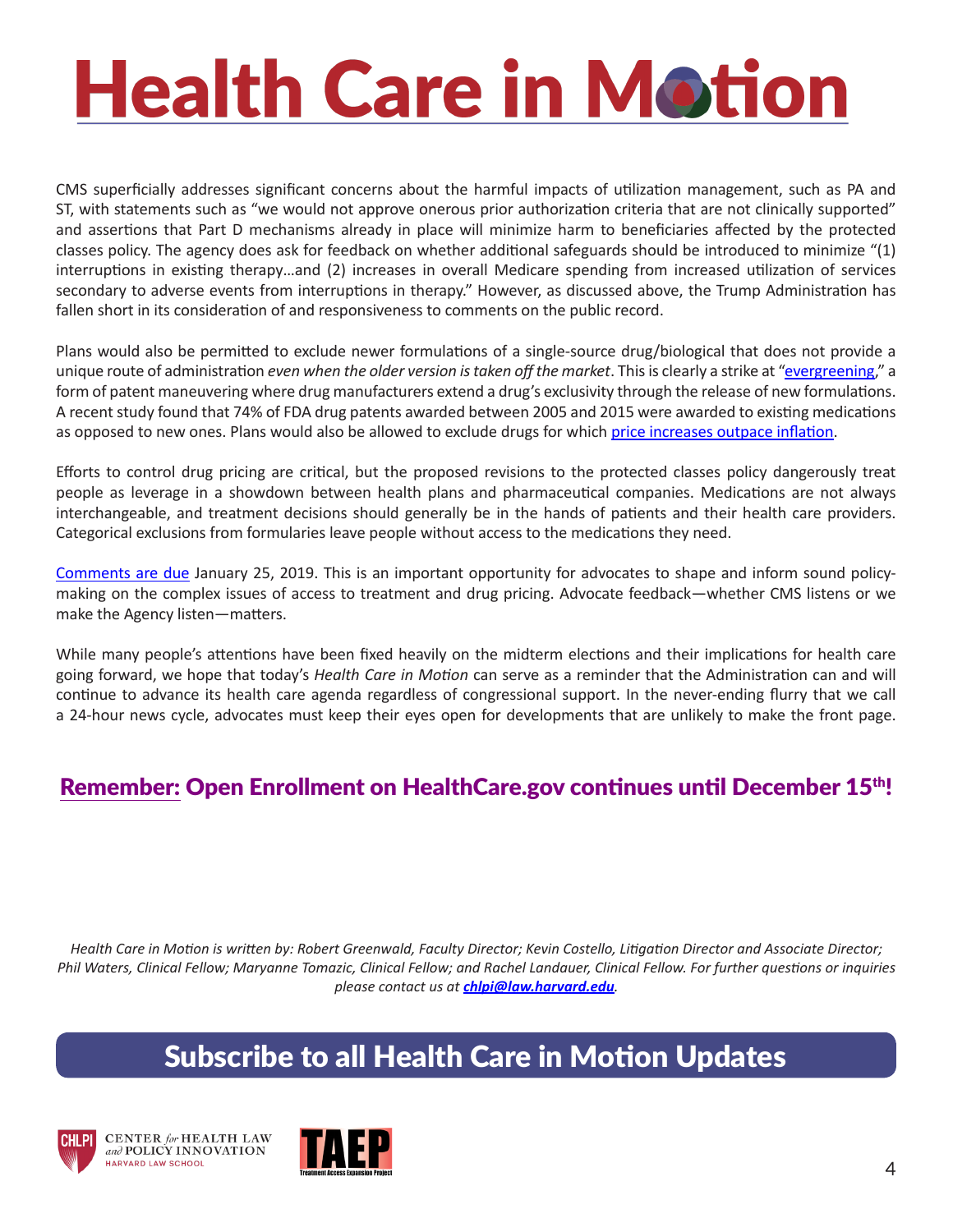# Health Care in Motion

CMS superficially addresses significant concerns about the harmful impacts of utilization management, such as PA and ST, with statements such as "we would not approve onerous prior authorization criteria that are not clinically supported" and assertions that Part D mechanisms already in place will minimize harm to beneficiaries affected by the protected classes policy. The agency does ask for feedback on whether additional safeguards should be introduced to minimize "(1) interruptions in existing therapy…and (2) increases in overall Medicare spending from increased utilization of services secondary to adverse events from interruptions in therapy." However, as discussed above, the Trump Administration has fallen short in its consideration of and responsiveness to comments on the public record.

Plans would also be permitted to exclude newer formulations of a single-source drug/biological that does not provide a unique route of administration *even when the older version is taken off the market*. This is clearly a strike at "evergreening," a form of patent maneuvering where drug manufacturers extend a drug's exclusivity through the release of new formulations. A recent study found that 74% of FDA drug patents awarded between 2005 and 2015 were awarded to existing medications as opposed to new ones. Plans would also be allowed to exclude drugs for which price increases outpace inflation.

Efforts to control drug pricing are critical, but the proposed revisions to the protected classes policy dangerously treat people as leverage in a showdown between health plans and pharmaceutical companies. Medications are not always interchangeable, and treatment decisions should generally be in the hands of patients and their health care providers. Categorical exclusions from formularies leave people without access to the medications they need.

Comments are due January 25, 2019. This is an important opportunity for advocates to shape and inform sound policy-making on the complex issues of access to treatment and drug pricing. Advocate feedback—whether CMS listens or we make the Agency listen—matters.

While many people's attentions have been fixed heavily on the midterm elections and their implications for health care going forward, we hope that today's *Health Care in Motion* can serve as a reminder that the Administration can and will continue to advance its health care agenda regardless of congressional support. In the never-ending flurry that we call a 24-hour news cycle, advocates must keep their eyes open for developments that are unlikely to make the front page.

## Remember: Open Enrollment on HealthCare.gov continues until December 15th!

*Health Care in Motion is written by: Robert Greenwald, Faculty Director; Kevin Costello, Litigation Director and Associate Director; Phil Waters, Clinical Fellow; Maryanne Tomazic, Clinical Fellow; and Rachel Landauer, Clinical Fellow. For further questions or inquiries please contact us at **chlpi@law.harvard.edu**.*

## Subscribe to all Health Care in Motion Updates

CHLPI CENTER *for* HEALTH LAW *and* POLICY INNOVATION HARVARD LAW SCHOOL

TAEP Treatment Access Expansion Project